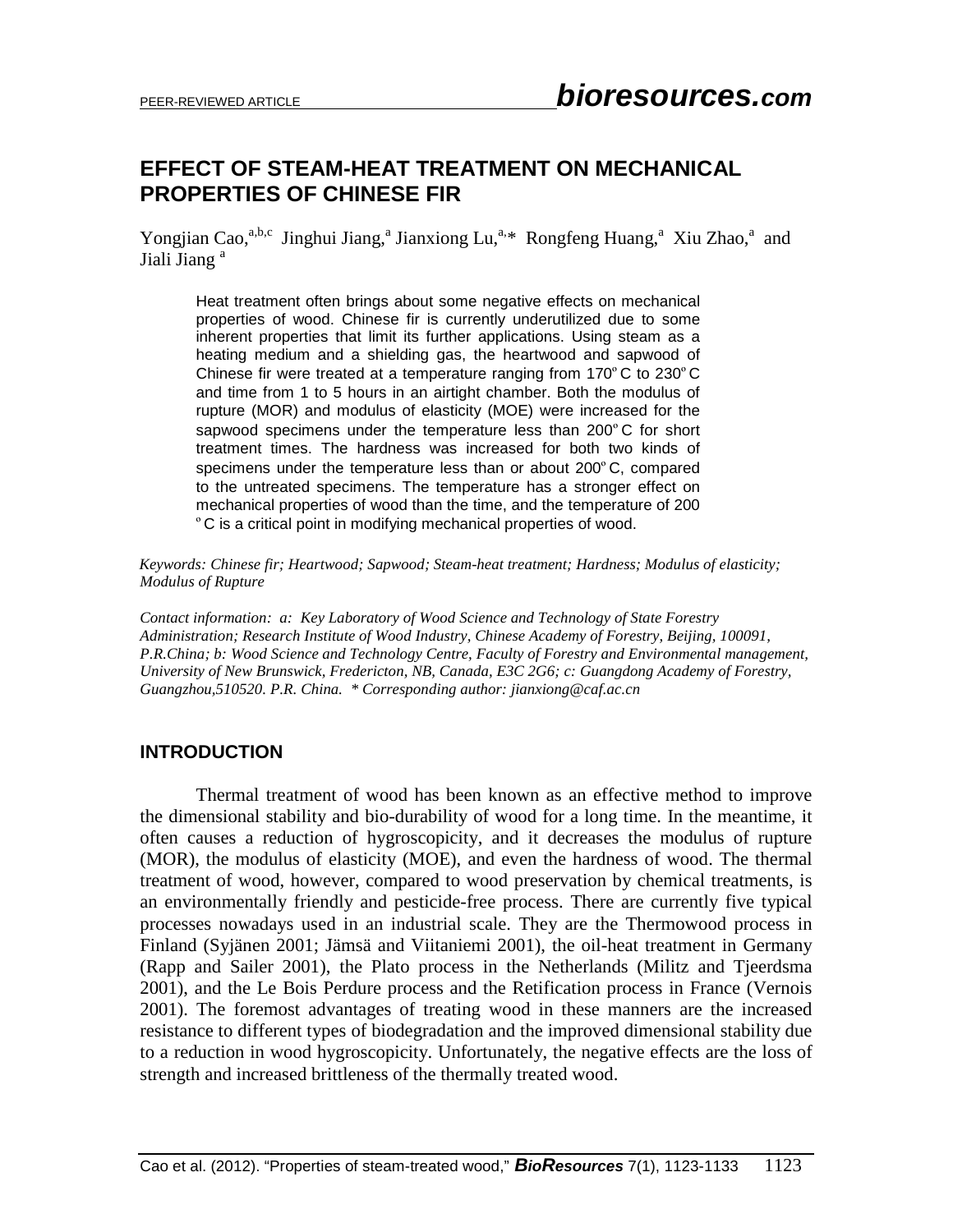# EFFECT OF STEAM-HEAT TREATMENT ON MECHANICAL PROPERTIES OF CHINESE FIR

Yongjian Cao,[a,b,c] Jinghui Jiang,[a] Jianxiong Lu,[a,*] Rongfeng Huang,[a] Xiu Zhao,[a] and Jiali Jiang [a]

Heat treatment often brings about some negative effects on mechanical properties of wood. Chinese fir is currently underutilized due to some inherent properties that limit its further applications. Using steam as a heating medium and a shielding gas, the heartwood and sapwood of Chinese fir were treated at a temperature ranging from 170ºC to 230ºC and time from 1 to 5 hours in an airtight chamber. Both the modulus of rupture (MOR) and modulus of elasticity (MOE) were increased for the sapwood specimens under the temperature less than 200ºC for short treatment times. The hardness was increased for both two kinds of specimens under the temperature less than or about 200ºC, compared to the untreated specimens. The temperature has a stronger effect on mechanical properties of wood than the time, and the temperature of 200 ºC is a critical point in modifying mechanical properties of wood.

*Keywords: Chinese fir; Heartwood; Sapwood; Steam-heat treatment; Hardness; Modulus of elasticity; Modulus of Rupture*

*Contact information: a: Key Laboratory of Wood Science and Technology of State Forestry Administration; Research Institute of Wood Industry, Chinese Academy of Forestry, Beijing, 100091, P.R.China; b: Wood Science and Technology Centre, Faculty of Forestry and Environmental management, University of New Brunswick, Fredericton, NB, Canada, E3C 2G6; c: Guangdong Academy of Forestry, Guangzhou,510520. P.R. China. * Corresponding author: jianxiong@caf.ac.cn*

## INTRODUCTION

Thermal treatment of wood has been known as an effective method to improve the dimensional stability and bio-durability of wood for a long time. In the meantime, it often causes a reduction of hygroscopicity, and it decreases the modulus of rupture (MOR), the modulus of elasticity (MOE), and even the hardness of wood. The thermal treatment of wood, however, compared to wood preservation by chemical treatments, is an environmentally friendly and pesticide-free process. There are currently five typical processes nowadays used in an industrial scale. They are the Thermowood process in Finland (Syjänen 2001; Jämsä and Viitaniemi 2001), the oil-heat treatment in Germany (Rapp and Sailer 2001), the Plato process in the Netherlands (Militz and Tjeerdsma 2001), and the Le Bois Perdure process and the Retification process in France (Vernois 2001). The foremost advantages of treating wood in these manners are the increased resistance to different types of biodegradation and the improved dimensional stability due to a reduction in wood hygroscopicity. Unfortunately, the negative effects are the loss of strength and increased brittleness of the thermally treated wood.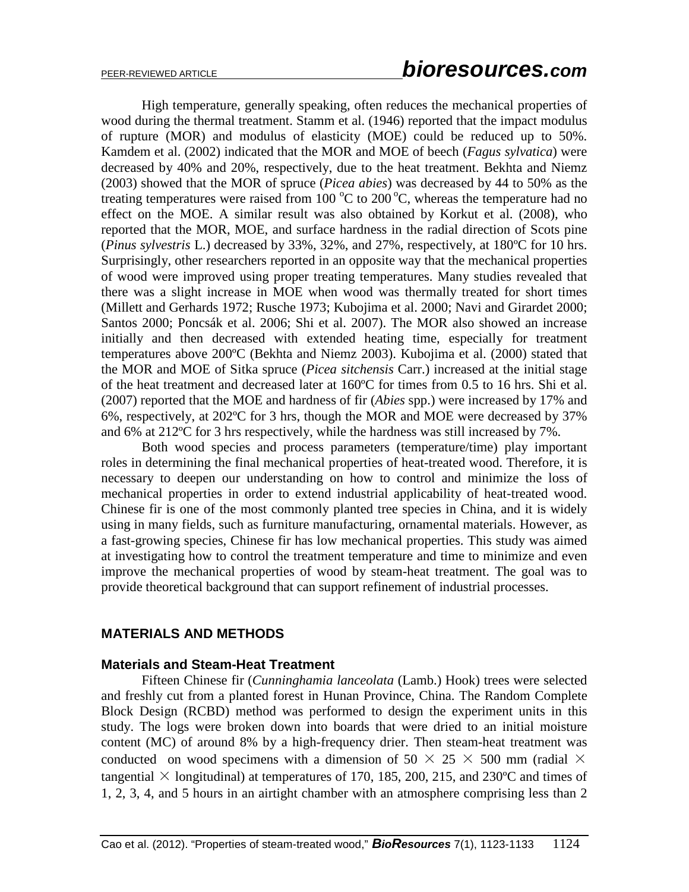High temperature, generally speaking, often reduces the mechanical properties of wood during the thermal treatment. Stamm et al. (1946) reported that the impact modulus of rupture (MOR) and modulus of elasticity (MOE) could be reduced up to 50%. Kamdem et al. (2002) indicated that the MOR and MOE of beech (*Fagus sylvatica*) were decreased by 40% and 20%, respectively, due to the heat treatment. Bekhta and Niemz (2003) showed that the MOR of spruce (*Picea abies*) was decreased by 44 to 50% as the treating temperatures were raised from 100 $^{o}$C to 200 $^{o}$C, whereas the temperature had no effect on the MOE. A similar result was also obtained by Korkut et al. (2008), who reported that the MOR, MOE, and surface hardness in the radial direction of Scots pine (*Pinus sylvestris* L.) decreased by 33%, 32%, and 27%, respectively, at 180ºC for 10 hrs. Surprisingly, other researchers reported in an opposite way that the mechanical properties of wood were improved using proper treating temperatures. Many studies revealed that there was a slight increase in MOE when wood was thermally treated for short times (Millett and Gerhards 1972; Rusche 1973; Kubojima et al. 2000; Navi and Girardet 2000; Santos 2000; Poncsák et al. 2006; Shi et al. 2007). The MOR also showed an increase initially and then decreased with extended heating time, especially for treatment temperatures above 200ºC (Bekhta and Niemz 2003). Kubojima et al. (2000) stated that the MOR and MOE of Sitka spruce (*Picea sitchensis* Carr.) increased at the initial stage of the heat treatment and decreased later at 160ºC for times from 0.5 to 16 hrs. Shi et al. (2007) reported that the MOE and hardness of fir (*Abies* spp.) were increased by 17% and 6%, respectively, at 202ºC for 3 hrs, though the MOR and MOE were decreased by 37% and 6% at 212ºC for 3 hrs respectively, while the hardness was still increased by 7%.

Both wood species and process parameters (temperature/time) play important roles in determining the final mechanical properties of heat-treated wood. Therefore, it is necessary to deepen our understanding on how to control and minimize the loss of mechanical properties in order to extend industrial applicability of heat-treated wood. Chinese fir is one of the most commonly planted tree species in China, and it is widely using in many fields, such as furniture manufacturing, ornamental materials. However, as a fast-growing species, Chinese fir has low mechanical properties. This study was aimed at investigating how to control the treatment temperature and time to minimize and even improve the mechanical properties of wood by steam-heat treatment. The goal was to provide theoretical background that can support refinement of industrial processes.

## MATERIALS AND METHODS

### Materials and Steam-Heat Treatment

Fifteen Chinese fir (*Cunninghamia lanceolata* (Lamb.) Hook) trees were selected and freshly cut from a planted forest in Hunan Province, China. The Random Complete Block Design (RCBD) method was performed to design the experiment units in this study. The logs were broken down into boards that were dried to an initial moisture content (MC) of around 8% by a high-frequency drier. Then steam-heat treatment was conducted on wood specimens with a dimension of 50 × 25 × 500 mm (radial × tangential × longitudinal) at temperatures of 170, 185, 200, 215, and 230ºC and times of 1, 2, 3, 4, and 5 hours in an airtight chamber with an atmosphere comprising less than 2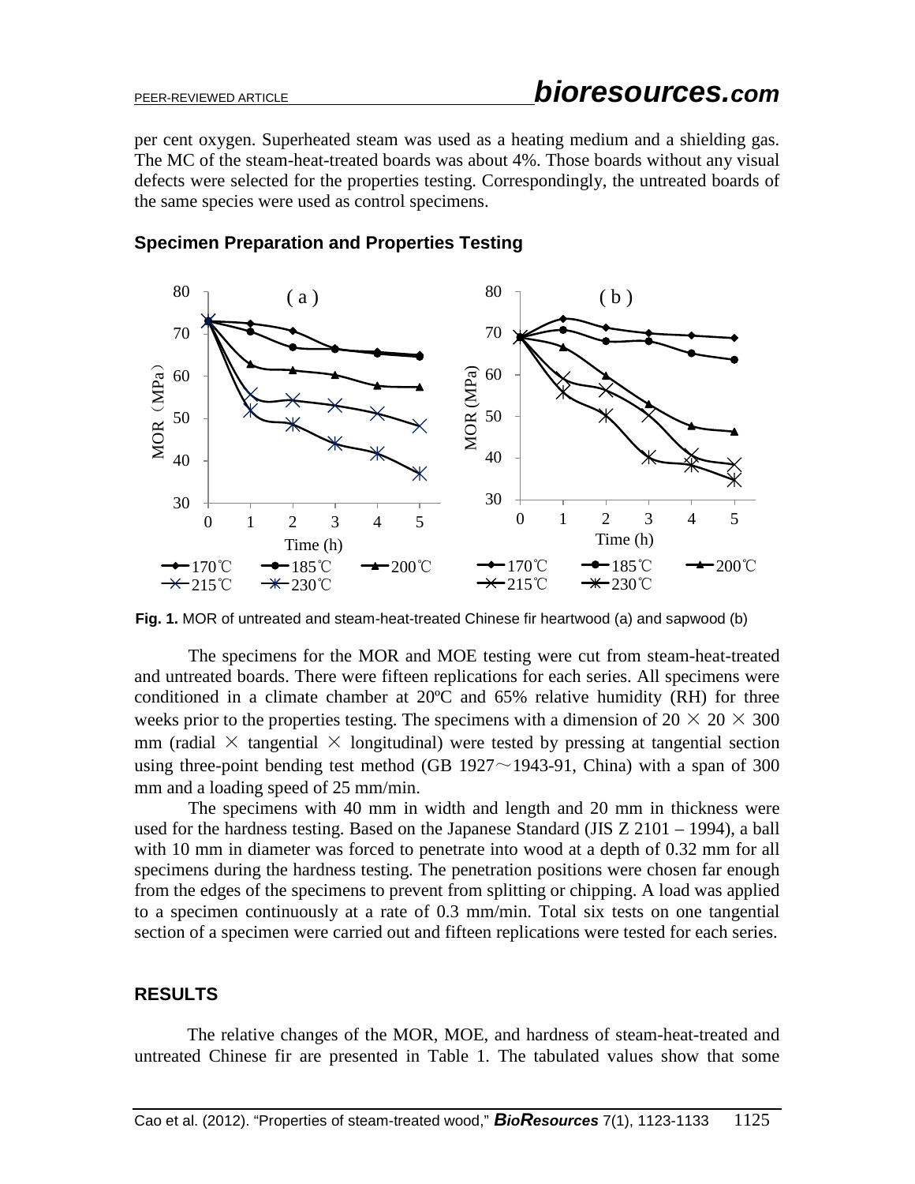per cent oxygen. Superheated steam was used as a heating medium and a shielding gas. The MC of the steam-heat-treated boards was about 4%. Those boards without any visual defects were selected for the properties testing. Correspondingly, the untreated boards of the same species were used as control specimens.

### Specimen Preparation and Properties Testing

**Fig. 1.** MOR of untreated and steam-heat-treated Chinese fir heartwood (a) and sapwood (b)

The specimens for the MOR and MOE testing were cut from steam-heat-treated and untreated boards. There were fifteen replications for each series. All specimens were conditioned in a climate chamber at 20ºC and 65% relative humidity (RH) for three weeks prior to the properties testing. The specimens with a dimension of 20 × 20 × 300 mm (radial × tangential × longitudinal) were tested by pressing at tangential section using three-point bending test method (GB 1927～1943-91, China) with a span of 300 mm and a loading speed of 25 mm/min.

The specimens with 40 mm in width and length and 20 mm in thickness were used for the hardness testing. Based on the Japanese Standard (JIS Z 2101 – 1994), a ball with 10 mm in diameter was forced to penetrate into wood at a depth of 0.32 mm for all specimens during the hardness testing. The penetration positions were chosen far enough from the edges of the specimens to prevent from splitting or chipping. A load was applied to a specimen continuously at a rate of 0.3 mm/min. Total six tests on one tangential section of a specimen were carried out and fifteen replications were tested for each series.

## RESULTS

The relative changes of the MOR, MOE, and hardness of steam-heat-treated and untreated Chinese fir are presented in Table 1. The tabulated values show that some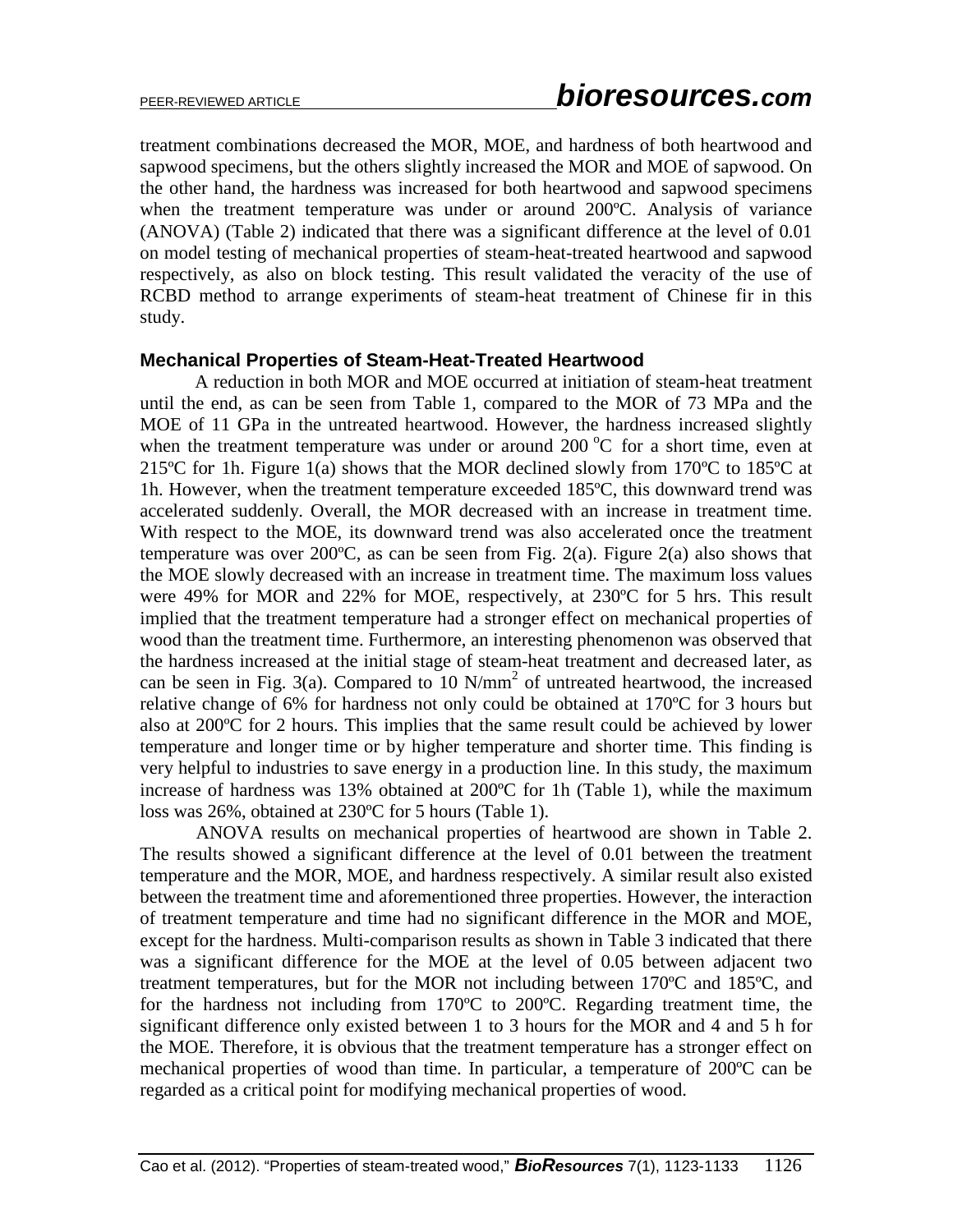treatment combinations decreased the MOR, MOE, and hardness of both heartwood and sapwood specimens, but the others slightly increased the MOR and MOE of sapwood. On the other hand, the hardness was increased for both heartwood and sapwood specimens when the treatment temperature was under or around 200ºC. Analysis of variance (ANOVA) (Table 2) indicated that there was a significant difference at the level of 0.01 on model testing of mechanical properties of steam-heat-treated heartwood and sapwood respectively, as also on block testing. This result validated the veracity of the use of RCBD method to arrange experiments of steam-heat treatment of Chinese fir in this study.

### Mechanical Properties of Steam-Heat-Treated Heartwood

A reduction in both MOR and MOE occurred at initiation of steam-heat treatment until the end, as can be seen from Table 1, compared to the MOR of 73 MPa and the MOE of 11 GPa in the untreated heartwood. However, the hardness increased slightly when the treatment temperature was under or around 200 $^{o}$C for a short time, even at 215ºC for 1h. Figure 1(a) shows that the MOR declined slowly from 170ºC to 185ºC at 1h. However, when the treatment temperature exceeded 185ºC, this downward trend was accelerated suddenly. Overall, the MOR decreased with an increase in treatment time. With respect to the MOE, its downward trend was also accelerated once the treatment temperature was over 200ºC, as can be seen from Fig. 2(a). Figure 2(a) also shows that the MOE slowly decreased with an increase in treatment time. The maximum loss values were 49% for MOR and 22% for MOE, respectively, at 230ºC for 5 hrs. This result implied that the treatment temperature had a stronger effect on mechanical properties of wood than the treatment time. Furthermore, an interesting phenomenon was observed that the hardness increased at the initial stage of steam-heat treatment and decreased later, as can be seen in Fig. 3(a). Compared to 10 N/mm$^2$ of untreated heartwood, the increased relative change of 6% for hardness not only could be obtained at 170ºC for 3 hours but also at 200ºC for 2 hours. This implies that the same result could be achieved by lower temperature and longer time or by higher temperature and shorter time. This finding is very helpful to industries to save energy in a production line. In this study, the maximum increase of hardness was 13% obtained at 200ºC for 1h (Table 1), while the maximum loss was 26%, obtained at 230ºC for 5 hours (Table 1).

ANOVA results on mechanical properties of heartwood are shown in Table 2. The results showed a significant difference at the level of 0.01 between the treatment temperature and the MOR, MOE, and hardness respectively. A similar result also existed between the treatment time and aforementioned three properties. However, the interaction of treatment temperature and time had no significant difference in the MOR and MOE, except for the hardness. Multi-comparison results as shown in Table 3 indicated that there was a significant difference for the MOE at the level of 0.05 between adjacent two treatment temperatures, but for the MOR not including between 170ºC and 185ºC, and for the hardness not including from 170ºC to 200ºC. Regarding treatment time, the significant difference only existed between 1 to 3 hours for the MOR and 4 and 5 h for the MOE. Therefore, it is obvious that the treatment temperature has a stronger effect on mechanical properties of wood than time. In particular, a temperature of 200ºC can be regarded as a critical point for modifying mechanical properties of wood.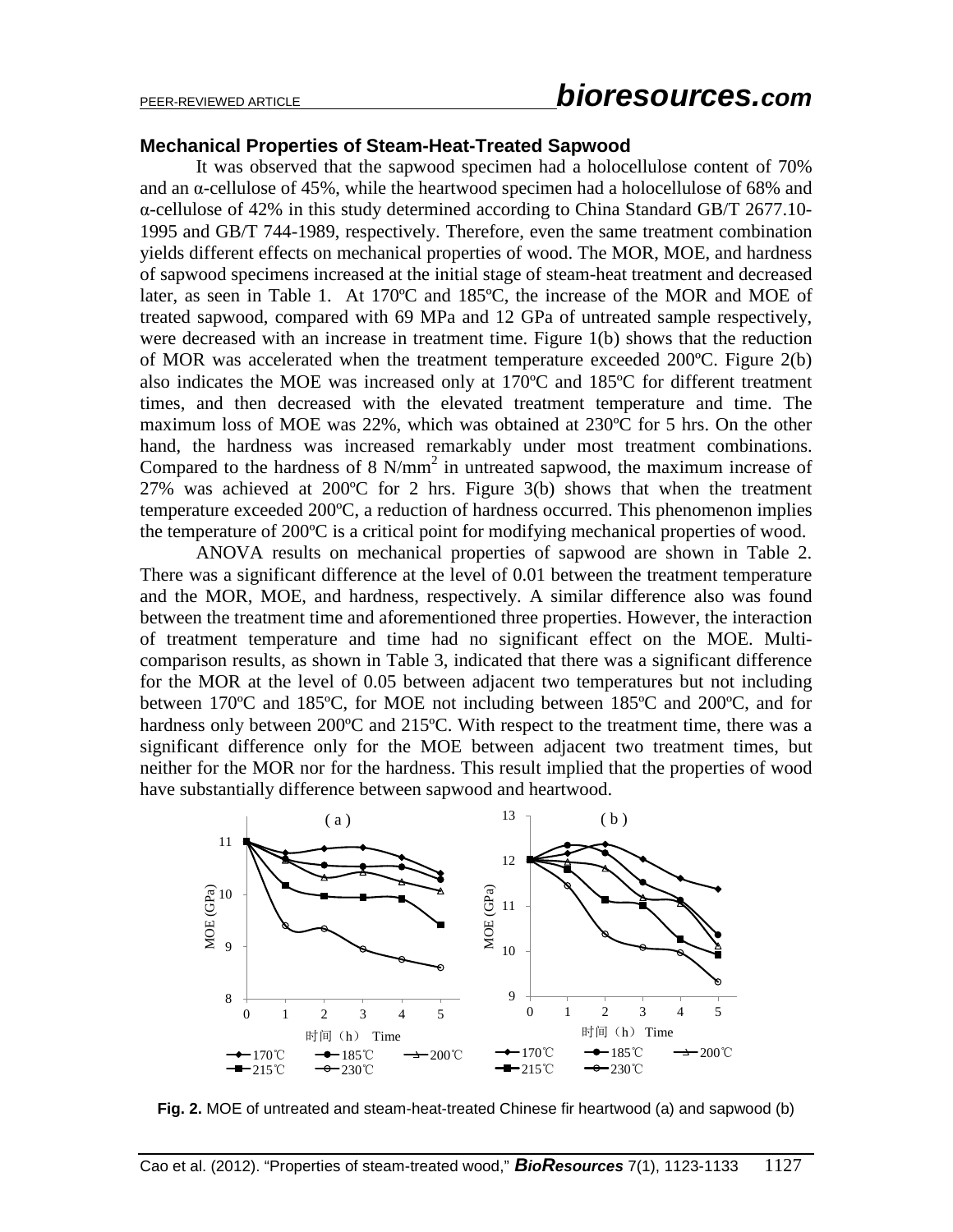### Mechanical Properties of Steam-Heat-Treated Sapwood

It was observed that the sapwood specimen had a holocellulose content of 70% and an α-cellulose of 45%, while the heartwood specimen had a holocellulose of 68% and α-cellulose of 42% in this study determined according to China Standard GB/T 2677.10-1995 and GB/T 744-1989, respectively. Therefore, even the same treatment combination yields different effects on mechanical properties of wood. The MOR, MOE, and hardness of sapwood specimens increased at the initial stage of steam-heat treatment and decreased later, as seen in Table 1. At 170ºC and 185ºC, the increase of the MOR and MOE of treated sapwood, compared with 69 MPa and 12 GPa of untreated sample respectively, were decreased with an increase in treatment time. Figure 1(b) shows that the reduction of MOR was accelerated when the treatment temperature exceeded 200ºC. Figure 2(b) also indicates the MOE was increased only at 170ºC and 185ºC for different treatment times, and then decreased with the elevated treatment temperature and time. The maximum loss of MOE was 22%, which was obtained at 230ºC for 5 hrs. On the other hand, the hardness was increased remarkably under most treatment combinations. Compared to the hardness of 8 $N/mm^2$ in untreated sapwood, the maximum increase of 27% was achieved at 200ºC for 2 hrs. Figure 3(b) shows that when the treatment temperature exceeded 200ºC, a reduction of hardness occurred. This phenomenon implies the temperature of 200ºC is a critical point for modifying mechanical properties of wood.

ANOVA results on mechanical properties of sapwood are shown in Table 2. There was a significant difference at the level of 0.01 between the treatment temperature and the MOR, MOE, and hardness, respectively. A similar difference also was found between the treatment time and aforementioned three properties. However, the interaction of treatment temperature and time had no significant effect on the MOE. Multi-comparison results, as shown in Table 3, indicated that there was a significant difference for the MOR at the level of 0.05 between adjacent two temperatures but not including between 170ºC and 185ºC, for MOE not including between 185ºC and 200ºC, and for hardness only between 200ºC and 215ºC. With respect to the treatment time, there was a significant difference only for the MOE between adjacent two treatment times, but neither for the MOR nor for the hardness. This result implied that the properties of wood have substantially difference between sapwood and heartwood.

**Fig. 2.** MOE of untreated and steam-heat-treated Chinese fir heartwood (a) and sapwood (b)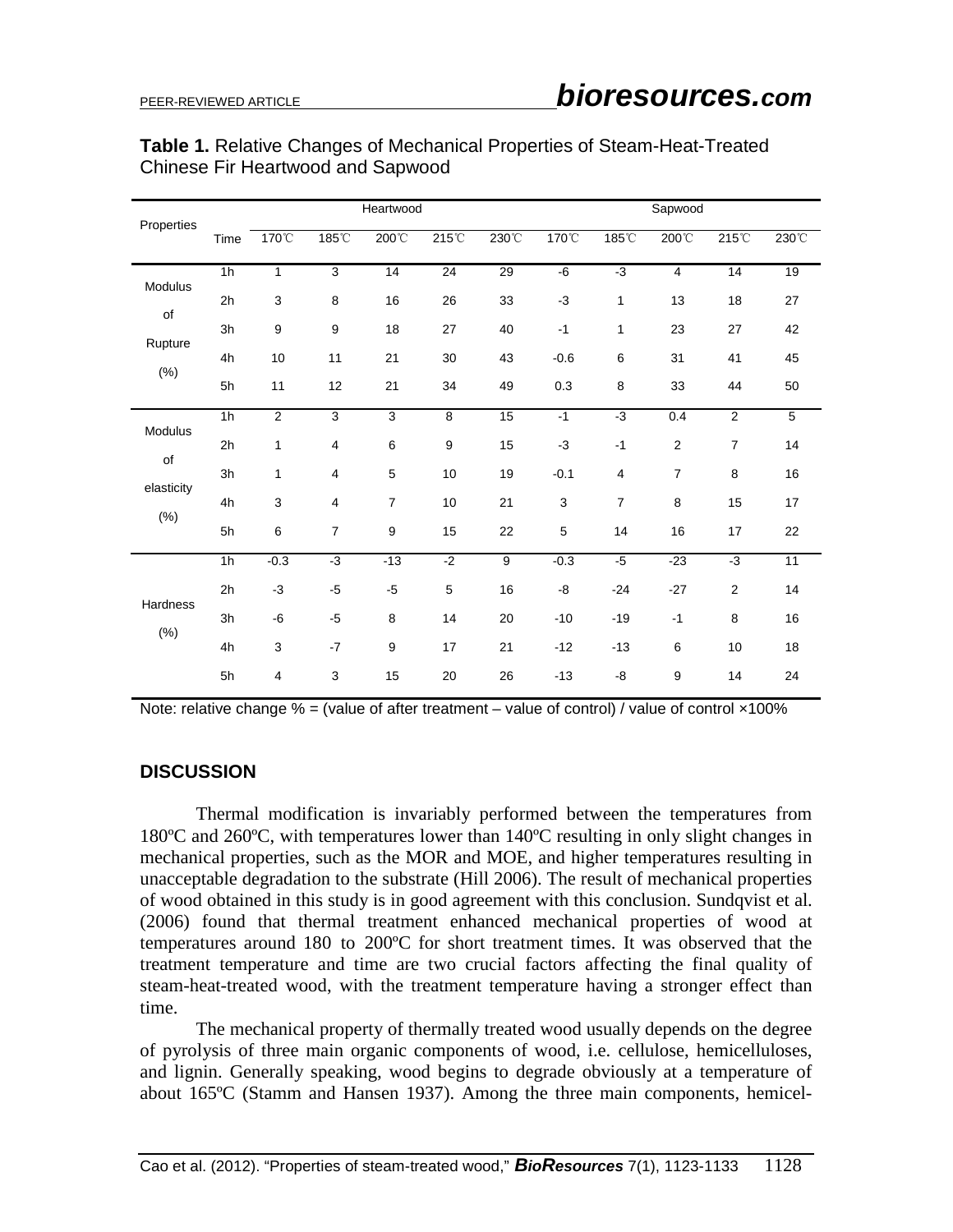**Table 1.** Relative Changes of Mechanical Properties of Steam-Heat-Treated Chinese Fir Heartwood and Sapwood

| Properties | Time | Heartwood | | | | | Sapwood | | | | |
|---|---|---|---|---|---|---|---|---|---|---|---|
| | | 170℃ | 185℃ | 200℃ | 215℃ | 230℃ | 170℃ | 185℃ | 200℃ | 215℃ | 230℃ |
| Modulus of Rupture (%) | 1h | 1 | 3 | 14 | 24 | 29 | -6 | -3 | 4 | 14 | 19 |
| | 2h | 3 | 8 | 16 | 26 | 33 | -3 | 1 | 13 | 18 | 27 |
| | 3h | 9 | 9 | 18 | 27 | 40 | -1 | 1 | 23 | 27 | 42 |
| | 4h | 10 | 11 | 21 | 30 | 43 | -0.6 | 6 | 31 | 41 | 45 |
| | 5h | 11 | 12 | 21 | 34 | 49 | 0.3 | 8 | 33 | 44 | 50 |
| Modulus of elasticity (%) | 1h | 2 | 3 | 3 | 8 | 15 | -1 | -3 | 0.4 | 2 | 5 |
| | 2h | 1 | 4 | 6 | 9 | 15 | -3 | -1 | 2 | 7 | 14 |
| | 3h | 1 | 4 | 5 | 10 | 19 | -0.1 | 4 | 7 | 8 | 16 |
| | 4h | 3 | 4 | 7 | 10 | 21 | 3 | 7 | 8 | 15 | 17 |
| | 5h | 6 | 7 | 9 | 15 | 22 | 5 | 14 | 16 | 17 | 22 |
| Hardness (%) | 1h | -0.3 | -3 | -13 | -2 | 9 | -0.3 | -5 | -23 | -3 | 11 |
| | 2h | -3 | -5 | -5 | 5 | 16 | -8 | -24 | -27 | 2 | 14 |
| | 3h | -6 | -5 | 8 | 14 | 20 | -10 | -19 | -1 | 8 | 16 |
| | 4h | 3 | -7 | 9 | 17 | 21 | -12 | -13 | 6 | 10 | 18 |
| | 5h | 4 | 3 | 15 | 20 | 26 | -13 | -8 | 9 | 14 | 24 |

Note: relative change % = (value of after treatment – value of control) / value of control ×100%

## DISCUSSION

Thermal modification is invariably performed between the temperatures from 180ºC and 260ºC, with temperatures lower than 140ºC resulting in only slight changes in mechanical properties, such as the MOR and MOE, and higher temperatures resulting in unacceptable degradation to the substrate (Hill 2006). The result of mechanical properties of wood obtained in this study is in good agreement with this conclusion. Sundqvist et al. (2006) found that thermal treatment enhanced mechanical properties of wood at temperatures around 180 to 200ºC for short treatment times. It was observed that the treatment temperature and time are two crucial factors affecting the final quality of steam-heat-treated wood, with the treatment temperature having a stronger effect than time.

The mechanical property of thermally treated wood usually depends on the degree of pyrolysis of three main organic components of wood, i.e. cellulose, hemicelluloses, and lignin. Generally speaking, wood begins to degrade obviously at a temperature of about 165ºC (Stamm and Hansen 1937). Among the three main components, hemicel-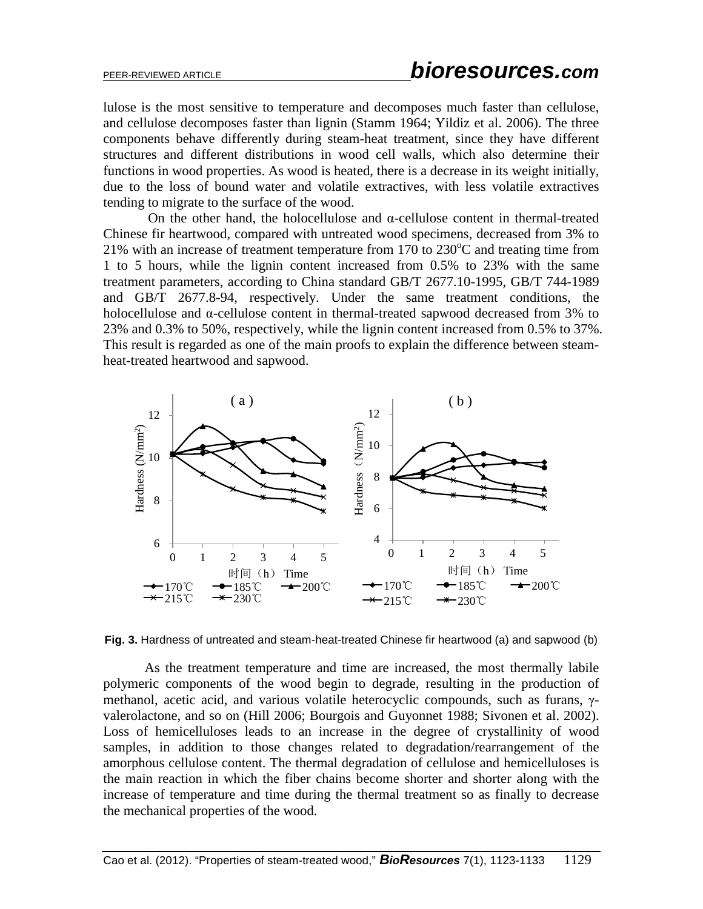lulose is the most sensitive to temperature and decomposes much faster than cellulose, and cellulose decomposes faster than lignin (Stamm 1964; Yildiz et al. 2006). The three components behave differently during steam-heat treatment, since they have different structures and different distributions in wood cell walls, which also determine their functions in wood properties. As wood is heated, there is a decrease in its weight initially, due to the loss of bound water and volatile extractives, with less volatile extractives tending to migrate to the surface of the wood.

On the other hand, the holocellulose and α-cellulose content in thermal-treated Chinese fir heartwood, compared with untreated wood specimens, decreased from 3% to 21% with an increase of treatment temperature from 170 to 230°C and treating time from 1 to 5 hours, while the lignin content increased from 0.5% to 23% with the same treatment parameters, according to China standard GB/T 2677.10-1995, GB/T 744-1989 and GB/T 2677.8-94, respectively. Under the same treatment conditions, the holocellulose and α-cellulose content in thermal-treated sapwood decreased from 3% to 23% and 0.3% to 50%, respectively, while the lignin content increased from 0.5% to 37%. This result is regarded as one of the main proofs to explain the difference between steam-heat-treated heartwood and sapwood.

**Fig. 3.** Hardness of untreated and steam-heat-treated Chinese fir heartwood (a) and sapwood (b)

As the treatment temperature and time are increased, the most thermally labile polymeric components of the wood begin to degrade, resulting in the production of methanol, acetic acid, and various volatile heterocyclic compounds, such as furans, γ-valerolactone, and so on (Hill 2006; Bourgois and Guyonnet 1988; Sivonen et al. 2002). Loss of hemicelluloses leads to an increase in the degree of crystallinity of wood samples, in addition to those changes related to degradation/rearrangement of the amorphous cellulose content. The thermal degradation of cellulose and hemicelluloses is the main reaction in which the fiber chains become shorter and shorter along with the increase of temperature and time during the thermal treatment so as finally to decrease the mechanical properties of the wood.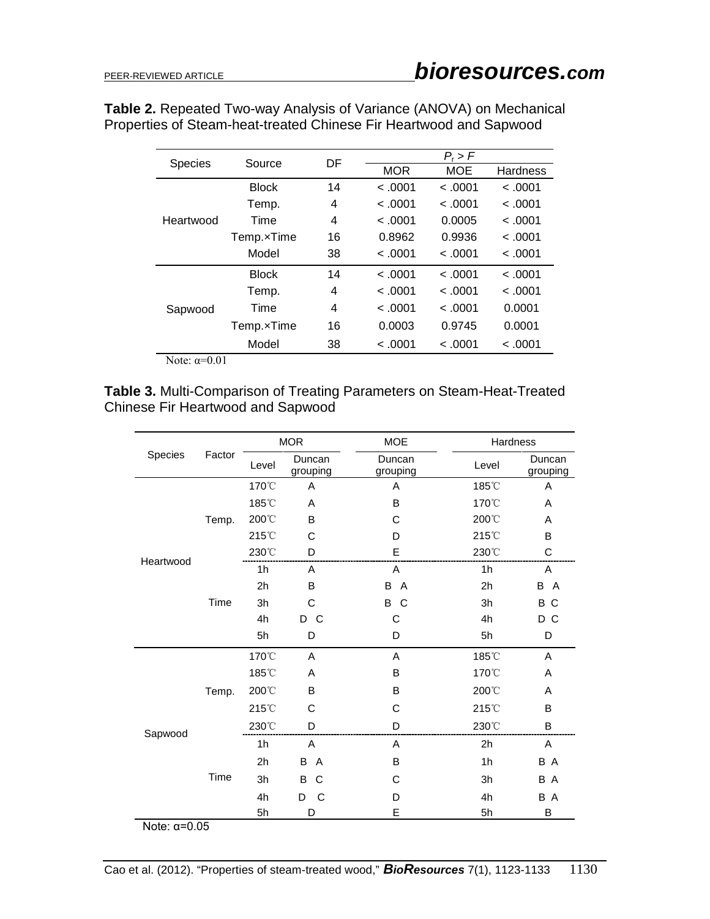**Table 2.** Repeated Two-way Analysis of Variance (ANOVA) on Mechanical Properties of Steam-heat-treated Chinese Fir Heartwood and Sapwood

| Species | Source | DF | $P_r > F$ | | |
|---|---|---|---|---|---|
| | | | MOR | MOE | Hardness |
| Heartwood | Block | 14 | < .0001 | < .0001 | < .0001 |
| | Temp. | 4 | < .0001 | < .0001 | < .0001 |
| | Time | 4 | < .0001 | 0.0005 | < .0001 |
| | Temp.×Time | 16 | 0.8962 | 0.9936 | < .0001 |
| | Model | 38 | < .0001 | < .0001 | < .0001 |
| Sapwood | Block | 14 | < .0001 | < .0001 | < .0001 |
| | Temp. | 4 | < .0001 | < .0001 | < .0001 |
| | Time | 4 | < .0001 | < .0001 | 0.0001 |
| | Temp.×Time | 16 | 0.0003 | 0.9745 | 0.0001 |
| | Model | 38 | < .0001 | < .0001 | < .0001 |

Note: α=0.01

**Table 3.** Multi-Comparison of Treating Parameters on Steam-Heat-Treated Chinese Fir Heartwood and Sapwood

| Species | Factor | MOR | | MOE | Hardness | |
|---|---|---|---|---|---|---|
| | | Level | Duncan grouping | Duncan grouping | Level | Duncan grouping |
| Heartwood | Temp. | 170℃ | A | A | 185℃ | A |
| | | 185℃ | A | B | 170℃ | A |
| | | 200℃ | B | C | 200℃ | A |
| | | 215℃ | C | D | 215℃ | B |
| | | 230℃ | D | E | 230℃ | C |
| | Time | 1h | A | A | 1h | A |
| | | 2h | B | B A | 2h | B A |
| | | 3h | C | B C | 3h | B C |
| | | 4h | D C | C | 4h | D C |
| | | 5h | D | D | 5h | D |
| Sapwood | Temp. | 170℃ | A | A | 185℃ | A |
| | | 185℃ | A | B | 170℃ | A |
| | | 200℃ | B | B | 200℃ | A |
| | | 215℃ | C | C | 215℃ | B |
| | | 230℃ | D | D | 230℃ | B |
| | Time | 1h | A | A | 2h | A |
| | | 2h | B A | B | 1h | B A |
| | | 3h | B C | C | 3h | B A |
| | | 4h | D C | D | 4h | B A |
| | | 5h | D | E | 5h | B |

Note: α=0.05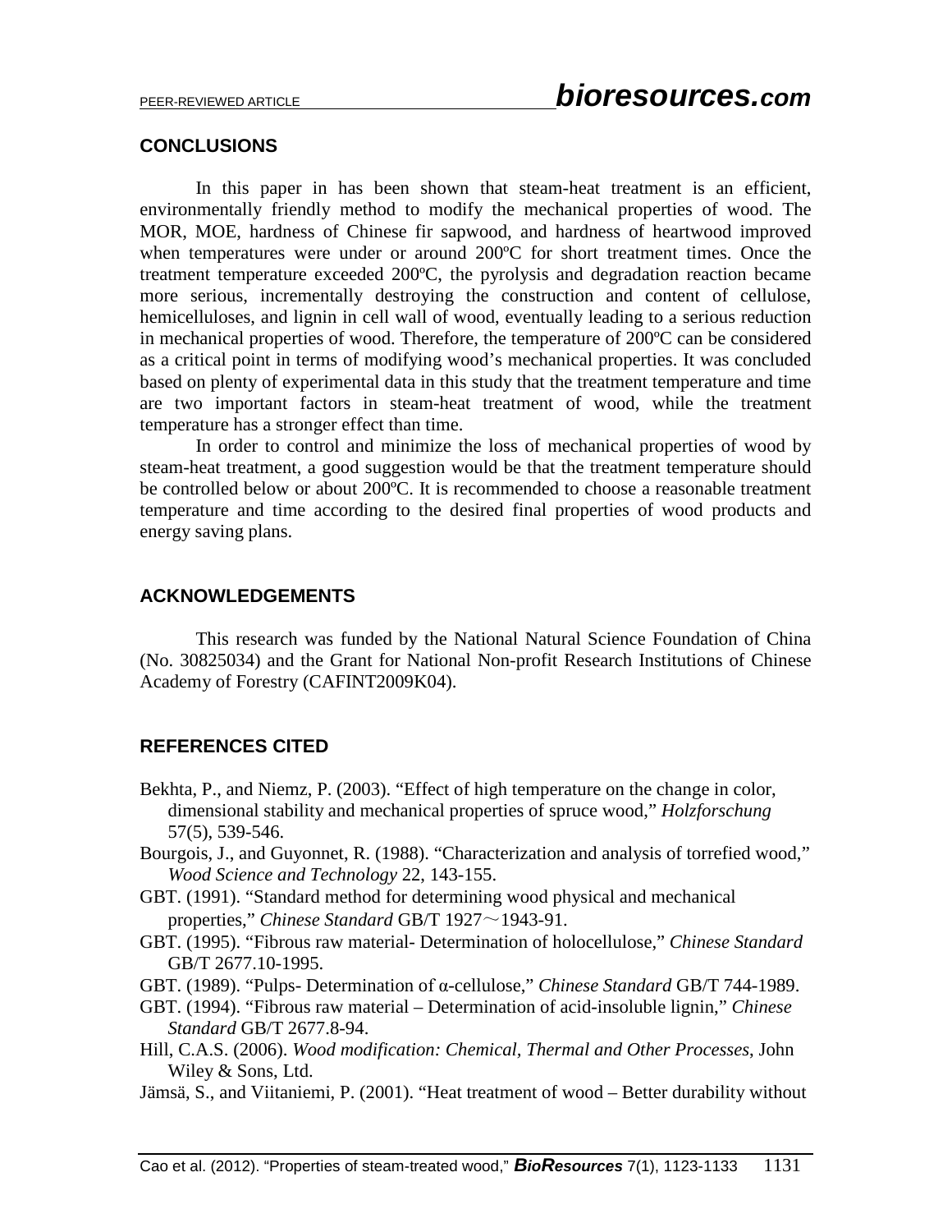## CONCLUSIONS

In this paper in has been shown that steam-heat treatment is an efficient, environmentally friendly method to modify the mechanical properties of wood. The MOR, MOE, hardness of Chinese fir sapwood, and hardness of heartwood improved when temperatures were under or around 200ºC for short treatment times. Once the treatment temperature exceeded 200ºC, the pyrolysis and degradation reaction became more serious, incrementally destroying the construction and content of cellulose, hemicelluloses, and lignin in cell wall of wood, eventually leading to a serious reduction in mechanical properties of wood. Therefore, the temperature of 200ºC can be considered as a critical point in terms of modifying wood's mechanical properties. It was concluded based on plenty of experimental data in this study that the treatment temperature and time are two important factors in steam-heat treatment of wood, while the treatment temperature has a stronger effect than time.

In order to control and minimize the loss of mechanical properties of wood by steam-heat treatment, a good suggestion would be that the treatment temperature should be controlled below or about 200ºC. It is recommended to choose a reasonable treatment temperature and time according to the desired final properties of wood products and energy saving plans.

## ACKNOWLEDGEMENTS

This research was funded by the National Natural Science Foundation of China (No. 30825034) and the Grant for National Non-profit Research Institutions of Chinese Academy of Forestry (CAFINT2009K04).

## REFERENCES CITED

Bekhta, P., and Niemz, P. (2003). "Effect of high temperature on the change in color, dimensional stability and mechanical properties of spruce wood," *Holzforschung* 57(5), 539-546.

Bourgois, J., and Guyonnet, R. (1988). "Characterization and analysis of torrefied wood," *Wood Science and Technology* 22, 143-155.

GBT. (1991). "Standard method for determining wood physical and mechanical properties," *Chinese Standard* GB/T 1927～1943-91.

GBT. (1995). "Fibrous raw material- Determination of holocellulose," *Chinese Standard* GB/T 2677.10-1995.

GBT. (1989). "Pulps- Determination of α-cellulose," *Chinese Standard* GB/T 744-1989.

GBT. (1994). "Fibrous raw material – Determination of acid-insoluble lignin," *Chinese Standard* GB/T 2677.8-94.

Hill, C.A.S. (2006). *Wood modification: Chemical, Thermal and Other Processes*, John Wiley & Sons, Ltd.

Jämsä, S., and Viitaniemi, P. (2001). "Heat treatment of wood – Better durability without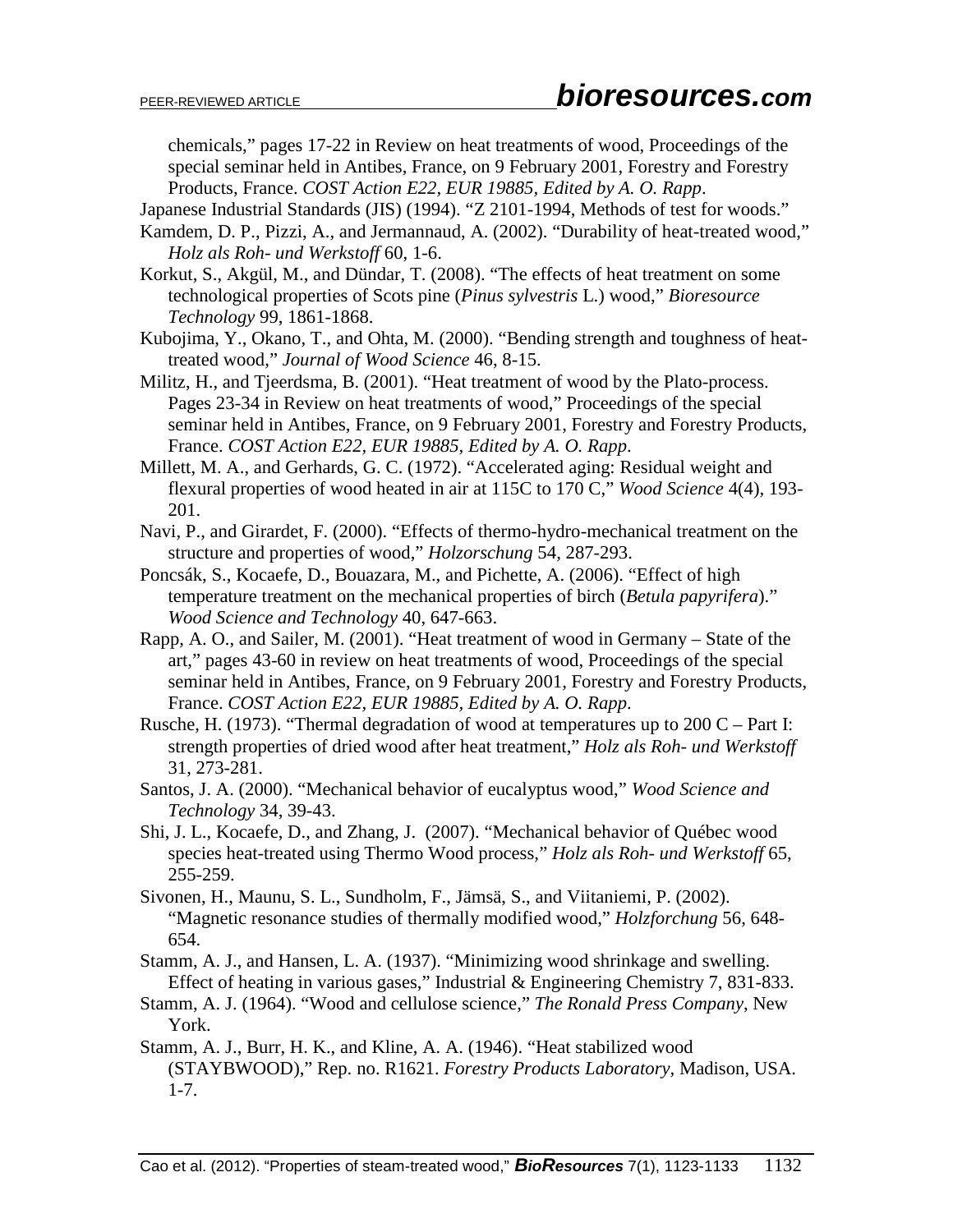chemicals," pages 17-22 in Review on heat treatments of wood, Proceedings of the special seminar held in Antibes, France, on 9 February 2001, Forestry and Forestry Products, France. *COST Action E22, EUR 19885, Edited by A. O. Rapp*.

Japanese Industrial Standards (JIS) (1994). "Z 2101-1994, Methods of test for woods."

Kamdem, D. P., Pizzi, A., and Jermannaud, A. (2002). "Durability of heat-treated wood," *Holz als Roh- und Werkstoff* 60, 1-6.

Korkut, S., Akgül, M., and Dündar, T. (2008). "The effects of heat treatment on some technological properties of Scots pine (*Pinus sylvestris* L.) wood," *Bioresource Technology* 99, 1861-1868.

Kubojima, Y., Okano, T., and Ohta, M. (2000). "Bending strength and toughness of heat-treated wood," *Journal of Wood Science* 46, 8-15.

Militz, H., and Tjeerdsma, B. (2001). "Heat treatment of wood by the Plato-process. Pages 23-34 in Review on heat treatments of wood," Proceedings of the special seminar held in Antibes, France, on 9 February 2001, Forestry and Forestry Products, France. *COST Action E22, EUR 19885, Edited by A. O. Rapp*.

Millett, M. A., and Gerhards, G. C. (1972). "Accelerated aging: Residual weight and flexural properties of wood heated in air at 115C to 170 C," *Wood Science* 4(4), 193-201.

Navi, P., and Girardet, F. (2000). "Effects of thermo-hydro-mechanical treatment on the structure and properties of wood," *Holzorschung* 54, 287-293.

Poncsák, S., Kocaefe, D., Bouazara, M., and Pichette, A. (2006). "Effect of high temperature treatment on the mechanical properties of birch (*Betula papyrifera*)." *Wood Science and Technology* 40, 647-663.

Rapp, A. O., and Sailer, M. (2001). "Heat treatment of wood in Germany – State of the art," pages 43-60 in review on heat treatments of wood, Proceedings of the special seminar held in Antibes, France, on 9 February 2001, Forestry and Forestry Products, France. *COST Action E22, EUR 19885, Edited by A. O. Rapp*.

Rusche, H. (1973). "Thermal degradation of wood at temperatures up to 200 C – Part I: strength properties of dried wood after heat treatment," *Holz als Roh- und Werkstoff* 31, 273-281.

Santos, J. A. (2000). "Mechanical behavior of eucalyptus wood," *Wood Science and Technology* 34, 39-43.

Shi, J. L., Kocaefe, D., and Zhang, J. (2007). "Mechanical behavior of Québec wood species heat-treated using Thermo Wood process," *Holz als Roh- und Werkstoff* 65, 255-259.

Sivonen, H., Maunu, S. L., Sundholm, F., Jämsä, S., and Viitaniemi, P. (2002). "Magnetic resonance studies of thermally modified wood," *Holzforchung* 56, 648-654.

Stamm, A. J., and Hansen, L. A. (1937). "Minimizing wood shrinkage and swelling. Effect of heating in various gases," Industrial & Engineering Chemistry 7, 831-833.

Stamm, A. J. (1964). "Wood and cellulose science," *The Ronald Press Company*, New York.

Stamm, A. J., Burr, H. K., and Kline, A. A. (1946). "Heat stabilized wood (STAYBWOOD)," Rep. no. R1621. *Forestry Products Laboratory,* Madison, USA. 1-7.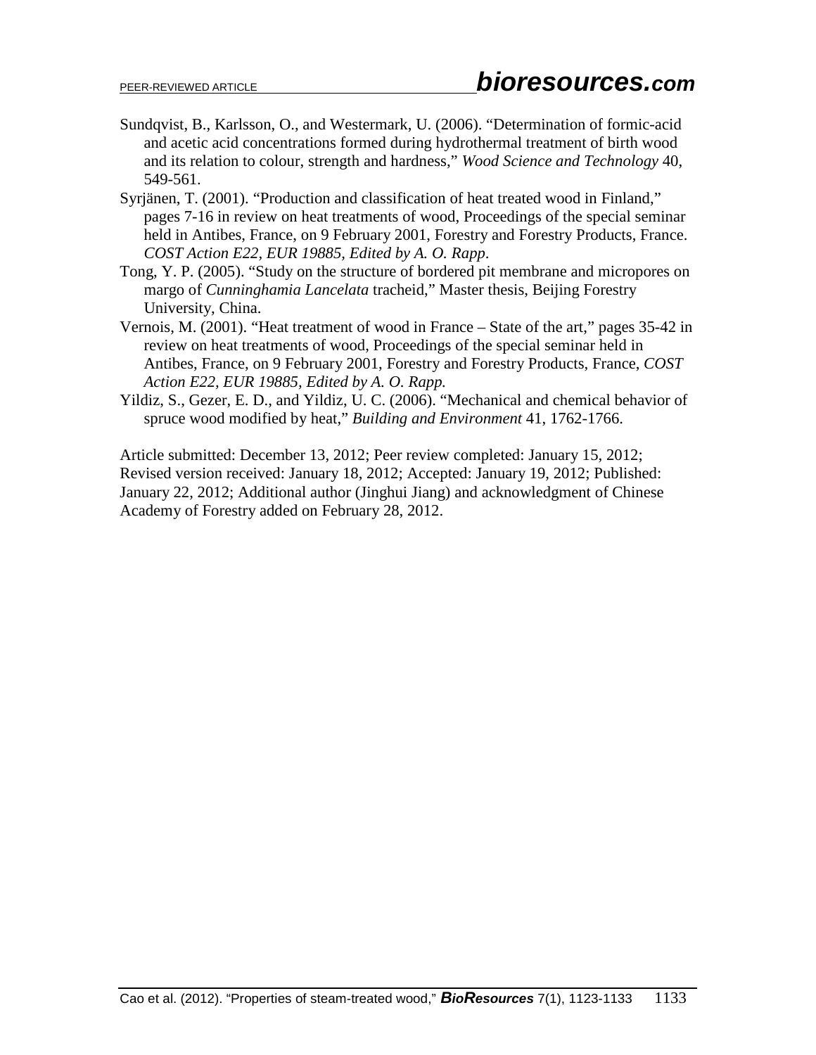Sundqvist, B., Karlsson, O., and Westermark, U. (2006). "Determination of formic-acid and acetic acid concentrations formed during hydrothermal treatment of birth wood and its relation to colour, strength and hardness," *Wood Science and Technology* 40, 549-561.

Syrjänen, T. (2001). "Production and classification of heat treated wood in Finland," pages 7-16 in review on heat treatments of wood, Proceedings of the special seminar held in Antibes, France, on 9 February 2001, Forestry and Forestry Products, France. *COST Action E22, EUR 19885, Edited by A. O. Rapp*.

Tong, Y. P. (2005). "Study on the structure of bordered pit membrane and micropores on margo of *Cunninghamia Lancelata* tracheid," Master thesis, Beijing Forestry University, China.

Vernois, M. (2001). "Heat treatment of wood in France – State of the art," pages 35-42 in review on heat treatments of wood, Proceedings of the special seminar held in Antibes, France, on 9 February 2001, Forestry and Forestry Products, France, *COST Action E22, EUR 19885, Edited by A. O. Rapp.*

Yildiz, S., Gezer, E. D., and Yildiz, U. C. (2006). "Mechanical and chemical behavior of spruce wood modified by heat," *Building and Environment* 41, 1762-1766.

Article submitted: December 13, 2012; Peer review completed: January 15, 2012; Revised version received: January 18, 2012; Accepted: January 19, 2012; Published: January 22, 2012; Additional author (Jinghui Jiang) and acknowledgment of Chinese Academy of Forestry added on February 28, 2012.